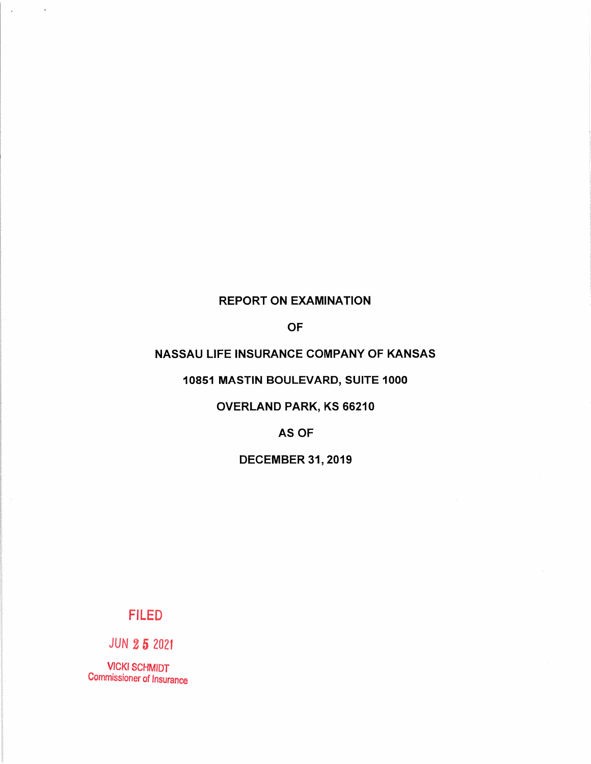**REPORT ON EXAMINATION**

**OF**

**NASSAU LIFE INSURANCE COMPANY OF KANSAS**

**10851 MASTIN BOULEVARD, SUITE 1000**

**OVERLAND PARK, KS 66210**

**AS OF**

**DECEMBER 31, 2019**

FILED

JUN 25 2021

VICKI SCHMIDT
Commissioner of Insurance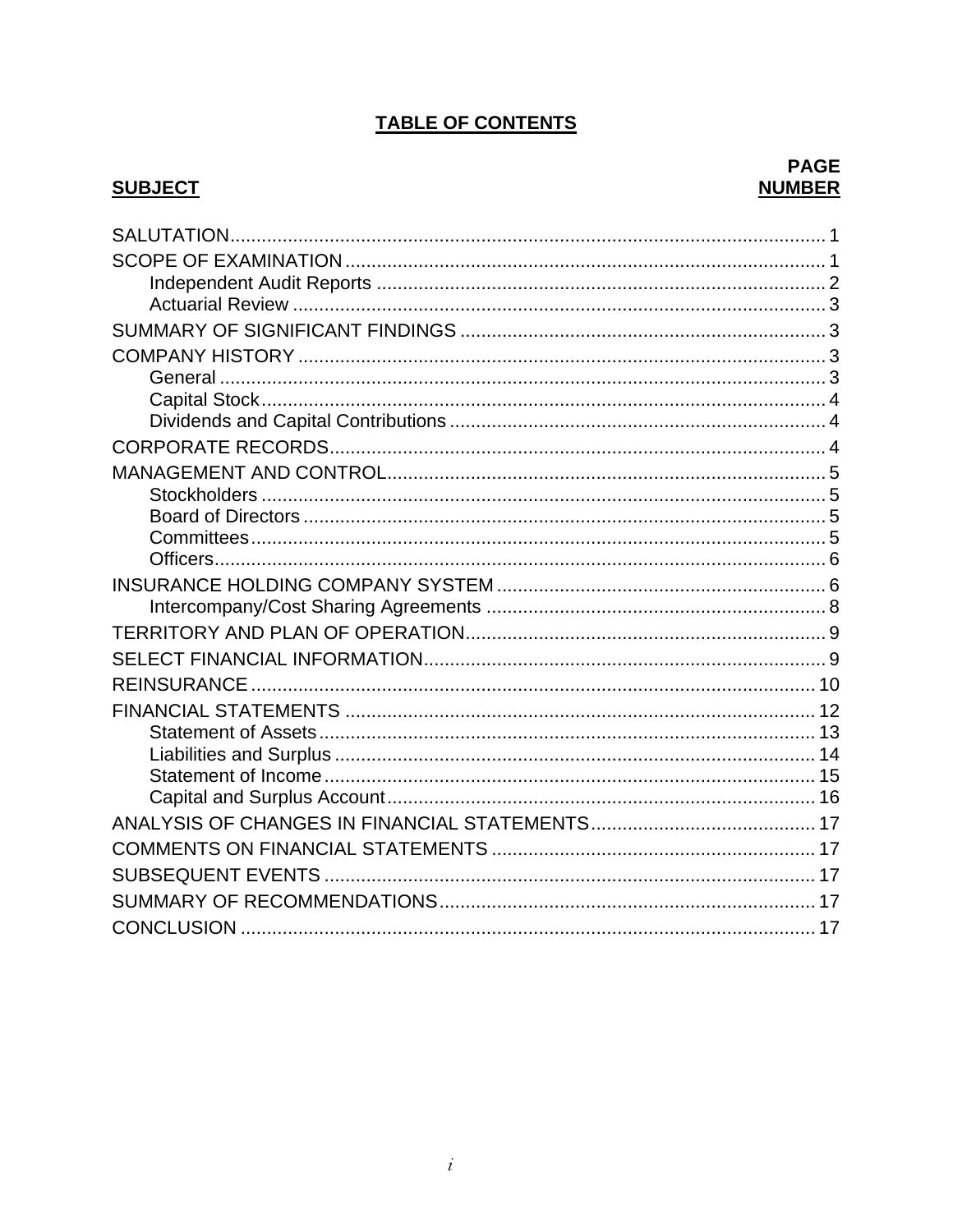# TABLE OF CONTENTS

| SUBJECT | PAGE NUMBER |
|---|---|
| SALUTATION | 1 |
| SCOPE OF EXAMINATION | 1 |
| Independent Audit Reports | 2 |
| Actuarial Review | 3 |
| SUMMARY OF SIGNIFICANT FINDINGS | 3 |
| COMPANY HISTORY | 3 |
| General | 3 |
| Capital Stock | 4 |
| Dividends and Capital Contributions | 4 |
| CORPORATE RECORDS | 4 |
| MANAGEMENT AND CONTROL | 5 |
| Stockholders | 5 |
| Board of Directors | 5 |
| Committees | 5 |
| Officers | 6 |
| INSURANCE HOLDING COMPANY SYSTEM | 6 |
| Intercompany/Cost Sharing Agreements | 8 |
| TERRITORY AND PLAN OF OPERATION | 9 |
| SELECT FINANCIAL INFORMATION | 9 |
| REINSURANCE | 10 |
| FINANCIAL STATEMENTS | 12 |
| Statement of Assets | 13 |
| Liabilities and Surplus | 14 |
| Statement of Income | 15 |
| Capital and Surplus Account | 16 |
| ANALYSIS OF CHANGES IN FINANCIAL STATEMENTS | 17 |
| COMMENTS ON FINANCIAL STATEMENTS | 17 |
| SUBSEQUENT EVENTS | 17 |
| SUMMARY OF RECOMMENDATIONS | 17 |
| CONCLUSION | 17 |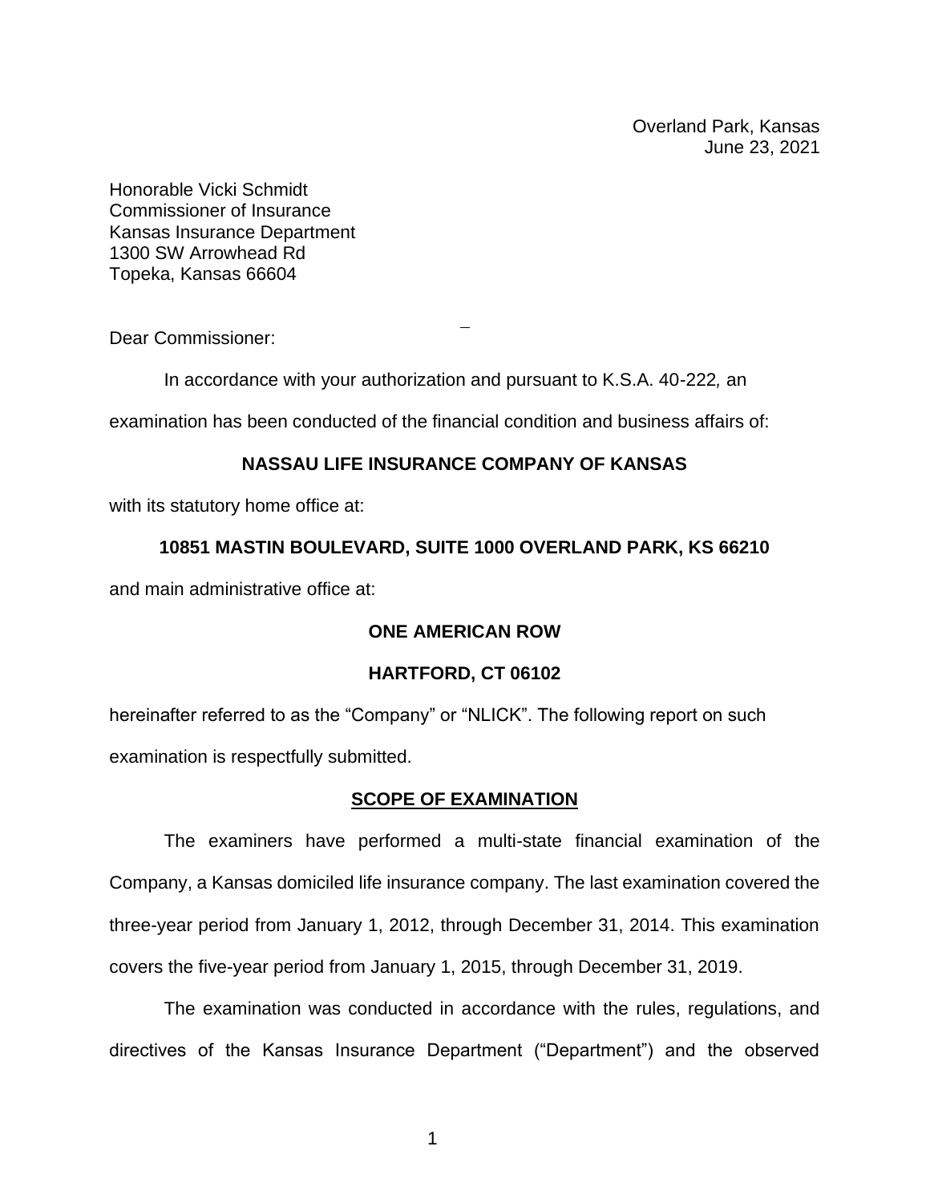Overland Park, Kansas
June 23, 2021

Honorable Vicki Schmidt
Commissioner of Insurance
Kansas Insurance Department
1300 SW Arrowhead Rd
Topeka, Kansas 66604

Dear Commissioner:

In accordance with your authorization and pursuant to K.S.A. 40-222*,* an examination has been conducted of the financial condition and business affairs of:

**NASSAU LIFE INSURANCE COMPANY OF KANSAS**

with its statutory home office at:

**10851 MASTIN BOULEVARD, SUITE 1000 OVERLAND PARK, KS 66210**

and main administrative office at:

**ONE AMERICAN ROW**

**HARTFORD, CT 06102**

hereinafter referred to as the "Company" or "NLICK". The following report on such examination is respectfully submitted.

## SCOPE OF EXAMINATION

The examiners have performed a multi-state financial examination of the Company, a Kansas domiciled life insurance company. The last examination covered the three-year period from January 1, 2012, through December 31, 2014. This examination covers the five-year period from January 1, 2015, through December 31, 2019.

The examination was conducted in accordance with the rules, regulations, and directives of the Kansas Insurance Department ("Department") and the observed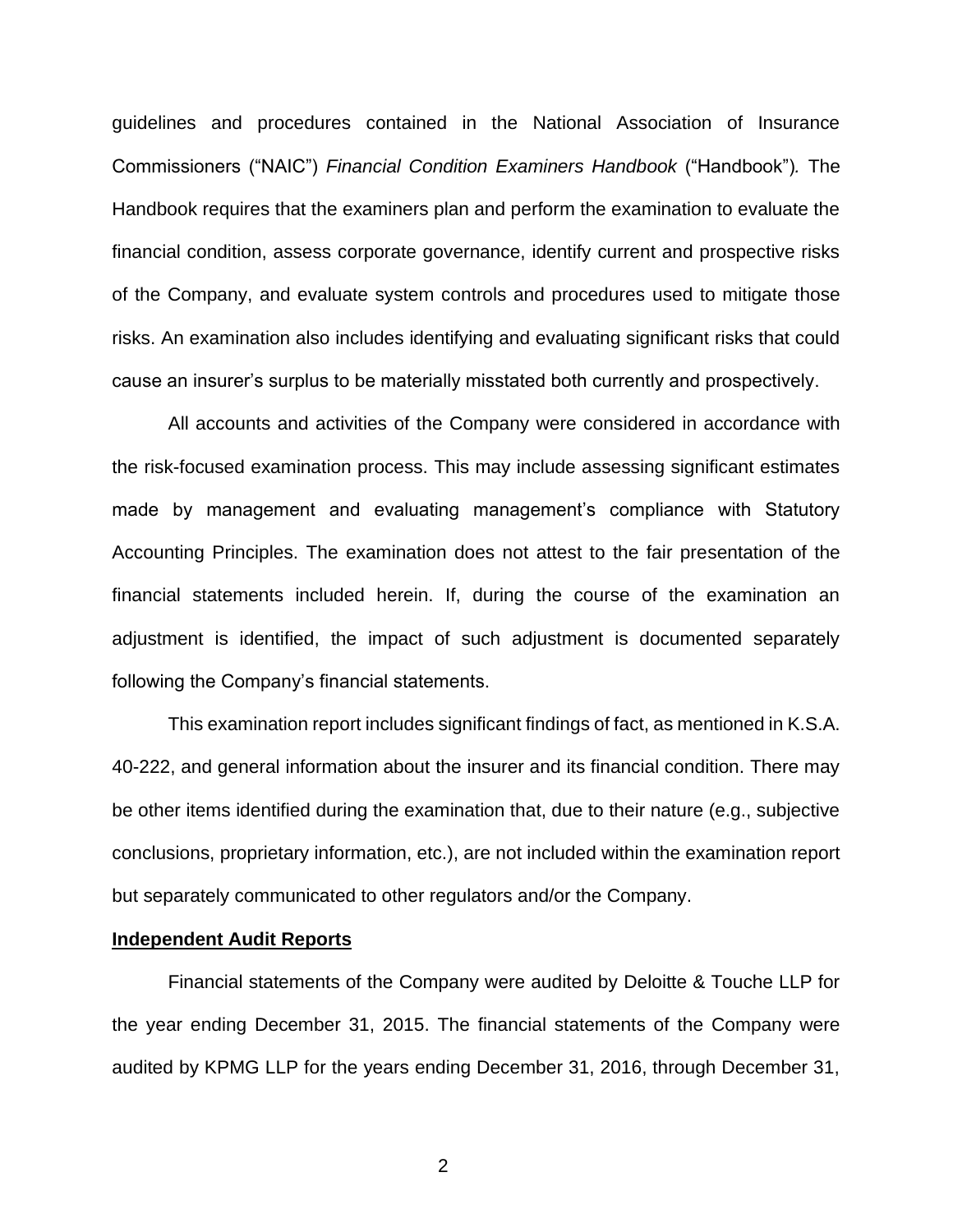guidelines and procedures contained in the National Association of Insurance Commissioners ("NAIC") *Financial Condition Examiners Handbook* ("Handbook"). The Handbook requires that the examiners plan and perform the examination to evaluate the financial condition, assess corporate governance, identify current and prospective risks of the Company, and evaluate system controls and procedures used to mitigate those risks. An examination also includes identifying and evaluating significant risks that could cause an insurer's surplus to be materially misstated both currently and prospectively.

All accounts and activities of the Company were considered in accordance with the risk-focused examination process. This may include assessing significant estimates made by management and evaluating management's compliance with Statutory Accounting Principles. The examination does not attest to the fair presentation of the financial statements included herein. If, during the course of the examination an adjustment is identified, the impact of such adjustment is documented separately following the Company's financial statements.

This examination report includes significant findings of fact, as mentioned in K.S.A. 40-222, and general information about the insurer and its financial condition. There may be other items identified during the examination that, due to their nature (e.g., subjective conclusions, proprietary information, etc.), are not included within the examination report but separately communicated to other regulators and/or the Company.

**Independent Audit Reports**

Financial statements of the Company were audited by Deloitte & Touche LLP for the year ending December 31, 2015. The financial statements of the Company were audited by KPMG LLP for the years ending December 31, 2016, through December 31,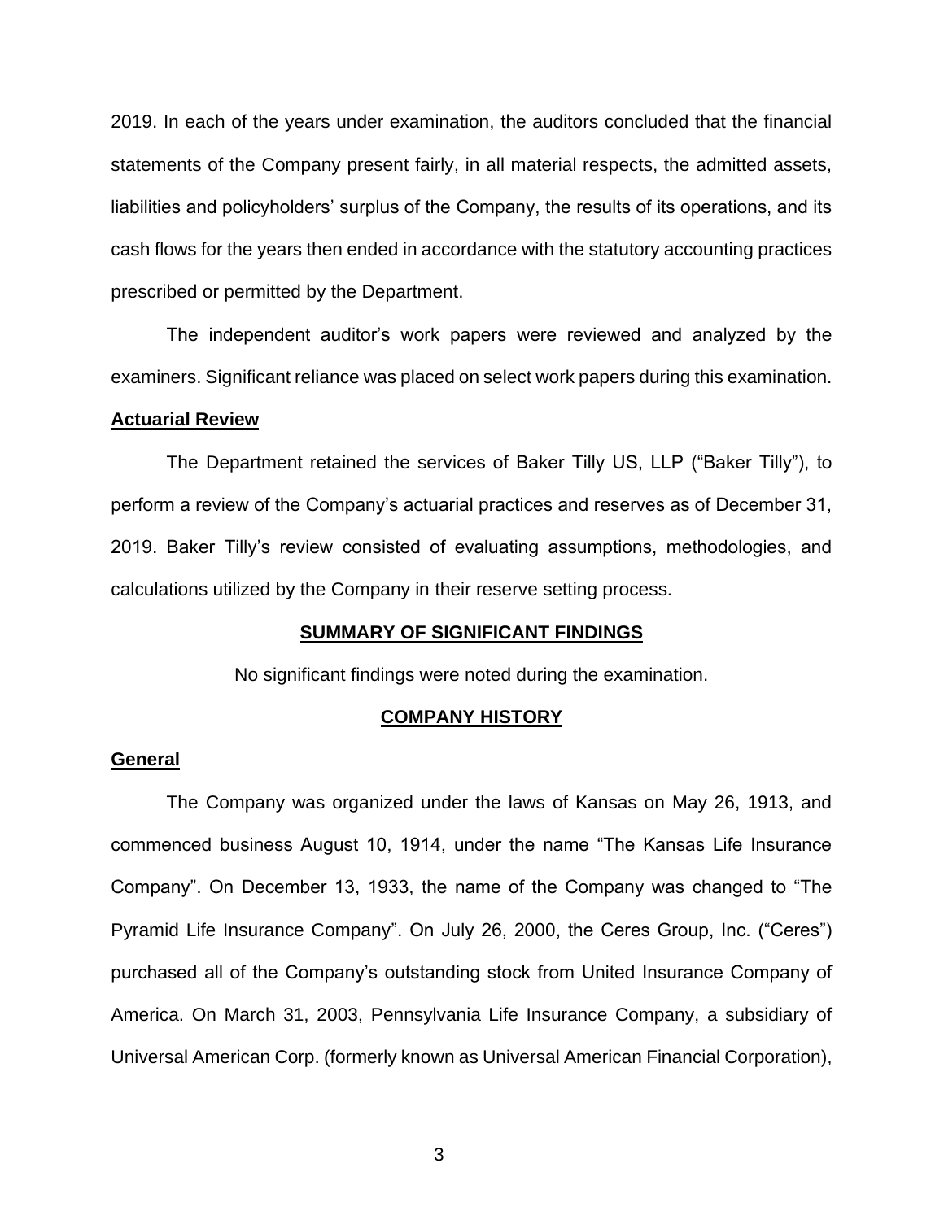2019. In each of the years under examination, the auditors concluded that the financial statements of the Company present fairly, in all material respects, the admitted assets, liabilities and policyholders' surplus of the Company, the results of its operations, and its cash flows for the years then ended in accordance with the statutory accounting practices prescribed or permitted by the Department.

The independent auditor's work papers were reviewed and analyzed by the examiners. Significant reliance was placed on select work papers during this examination.

**Actuarial Review**

The Department retained the services of Baker Tilly US, LLP ("Baker Tilly"), to perform a review of the Company's actuarial practices and reserves as of December 31, 2019. Baker Tilly's review consisted of evaluating assumptions, methodologies, and calculations utilized by the Company in their reserve setting process.

## SUMMARY OF SIGNIFICANT FINDINGS

No significant findings were noted during the examination.

## COMPANY HISTORY

**General**

The Company was organized under the laws of Kansas on May 26, 1913, and commenced business August 10, 1914, under the name "The Kansas Life Insurance Company". On December 13, 1933, the name of the Company was changed to "The Pyramid Life Insurance Company". On July 26, 2000, the Ceres Group, Inc. ("Ceres") purchased all of the Company's outstanding stock from United Insurance Company of America. On March 31, 2003, Pennsylvania Life Insurance Company, a subsidiary of Universal American Corp. (formerly known as Universal American Financial Corporation),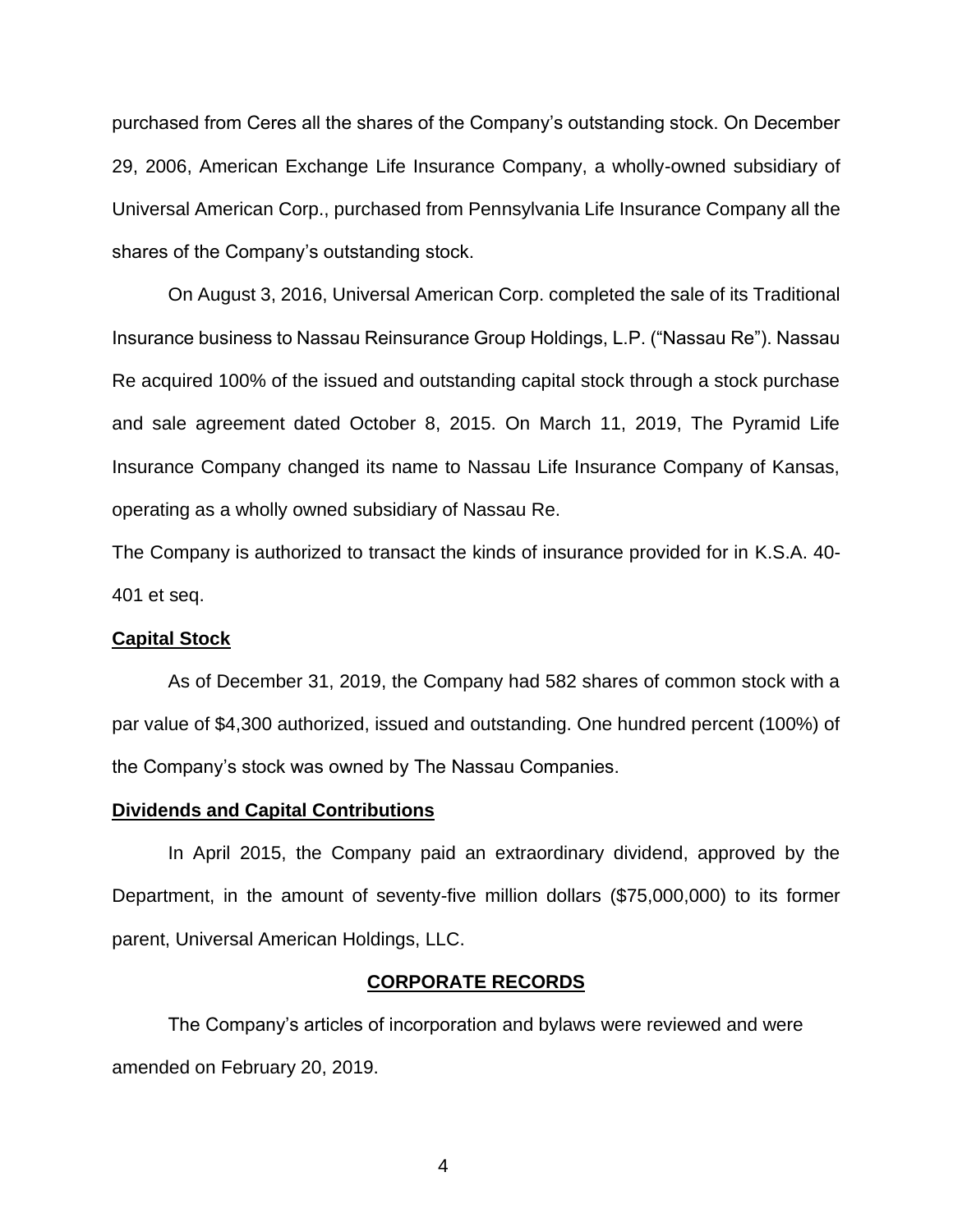purchased from Ceres all the shares of the Company's outstanding stock. On December 29, 2006, American Exchange Life Insurance Company, a wholly-owned subsidiary of Universal American Corp., purchased from Pennsylvania Life Insurance Company all the shares of the Company's outstanding stock.

On August 3, 2016, Universal American Corp. completed the sale of its Traditional Insurance business to Nassau Reinsurance Group Holdings, L.P. ("Nassau Re"). Nassau Re acquired 100% of the issued and outstanding capital stock through a stock purchase and sale agreement dated October 8, 2015. On March 11, 2019, The Pyramid Life Insurance Company changed its name to Nassau Life Insurance Company of Kansas, operating as a wholly owned subsidiary of Nassau Re.

The Company is authorized to transact the kinds of insurance provided for in K.S.A. 40-401 et seq.

**Capital Stock**

As of December 31, 2019, the Company had 582 shares of common stock with a par value of $4,300 authorized, issued and outstanding. One hundred percent (100%) of the Company's stock was owned by The Nassau Companies.

**Dividends and Capital Contributions**

In April 2015, the Company paid an extraordinary dividend, approved by the Department, in the amount of seventy-five million dollars ($75,000,000) to its former parent, Universal American Holdings, LLC.

## CORPORATE RECORDS

The Company's articles of incorporation and bylaws were reviewed and were amended on February 20, 2019.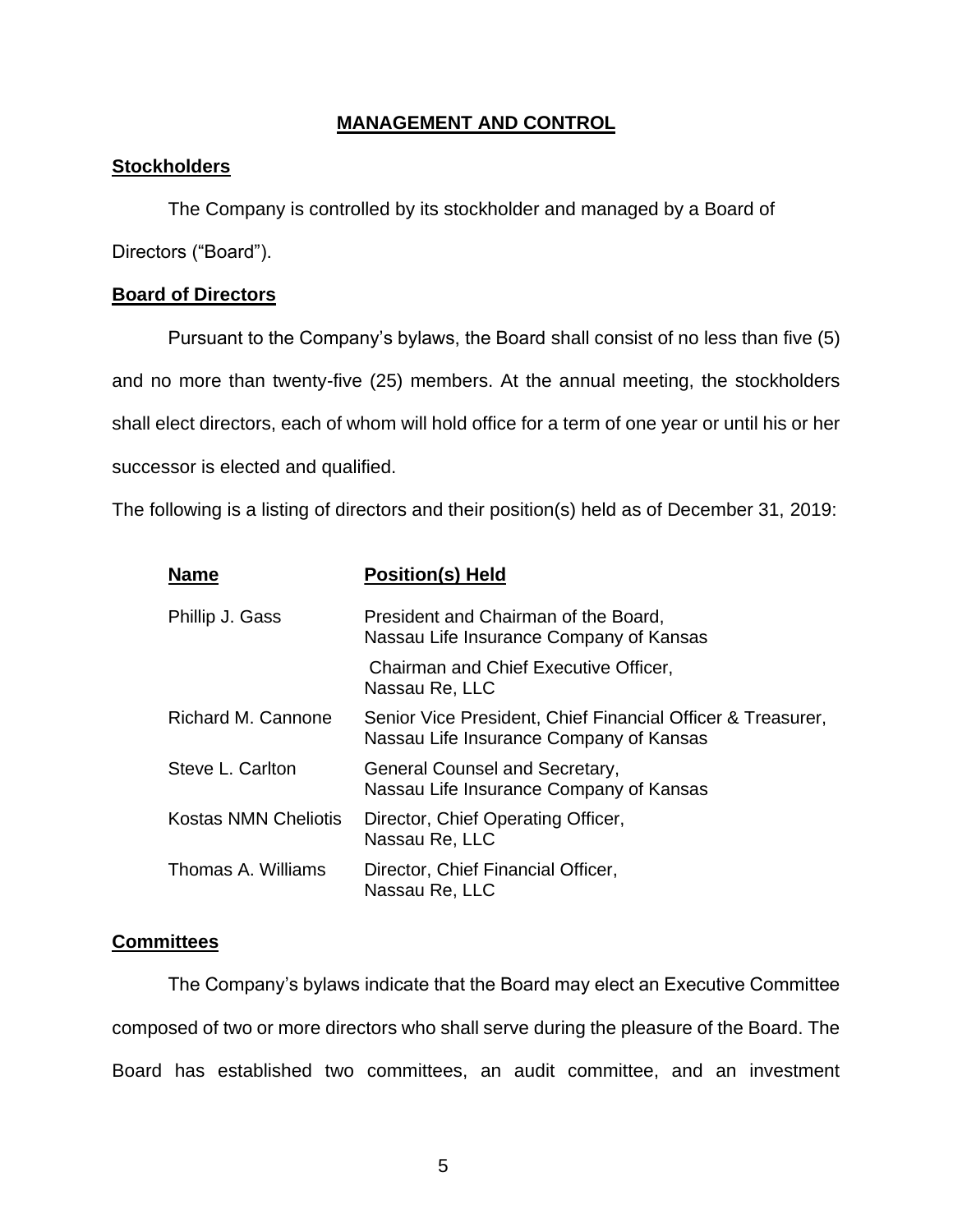# MANAGEMENT AND CONTROL

## Stockholders

The Company is controlled by its stockholder and managed by a Board of Directors ("Board").

## Board of Directors

Pursuant to the Company's bylaws, the Board shall consist of no less than five (5) and no more than twenty-five (25) members. At the annual meeting, the stockholders shall elect directors, each of whom will hold office for a term of one year or until his or her successor is elected and qualified.

The following is a listing of directors and their position(s) held as of December 31, 2019:

| Name | Position(s) Held |
|---|---|
| Phillip J. Gass | President and Chairman of the Board, Nassau Life Insurance Company of Kansas |
| | Chairman and Chief Executive Officer, Nassau Re, LLC |
| Richard M. Cannone | Senior Vice President, Chief Financial Officer & Treasurer, Nassau Life Insurance Company of Kansas |
| Steve L. Carlton | General Counsel and Secretary, Nassau Life Insurance Company of Kansas |
| Kostas NMN Cheliotis | Director, Chief Operating Officer, Nassau Re, LLC |
| Thomas A. Williams | Director, Chief Financial Officer, Nassau Re, LLC |

## Committees

The Company's bylaws indicate that the Board may elect an Executive Committee composed of two or more directors who shall serve during the pleasure of the Board. The Board has established two committees, an audit committee, and an investment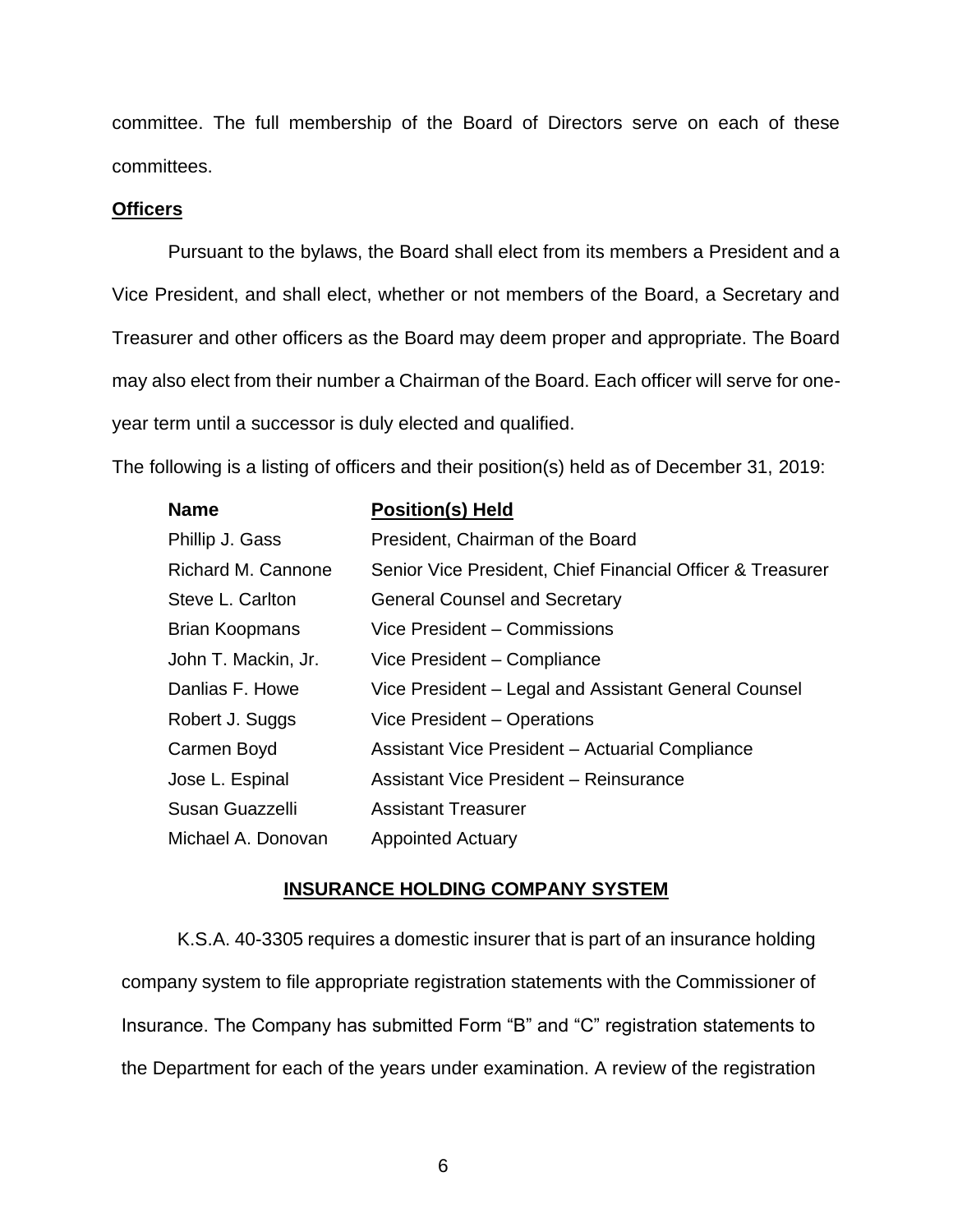committee. The full membership of the Board of Directors serve on each of these committees.

**Officers**

Pursuant to the bylaws, the Board shall elect from its members a President and a Vice President, and shall elect, whether or not members of the Board, a Secretary and Treasurer and other officers as the Board may deem proper and appropriate. The Board may also elect from their number a Chairman of the Board. Each officer will serve for one-year term until a successor is duly elected and qualified.

The following is a listing of officers and their position(s) held as of December 31, 2019:

| Name | Position(s) Held |
|---|---|
| Phillip J. Gass | President, Chairman of the Board |
| Richard M. Cannone | Senior Vice President, Chief Financial Officer & Treasurer |
| Steve L. Carlton | General Counsel and Secretary |
| Brian Koopmans | Vice President – Commissions |
| John T. Mackin, Jr. | Vice President – Compliance |
| Danlias F. Howe | Vice President – Legal and Assistant General Counsel |
| Robert J. Suggs | Vice President – Operations |
| Carmen Boyd | Assistant Vice President – Actuarial Compliance |
| Jose L. Espinal | Assistant Vice President – Reinsurance |
| Susan Guazzelli | Assistant Treasurer |
| Michael A. Donovan | Appointed Actuary |

## INSURANCE HOLDING COMPANY SYSTEM

K.S.A. 40-3305 requires a domestic insurer that is part of an insurance holding company system to file appropriate registration statements with the Commissioner of Insurance. The Company has submitted Form "B" and "C" registration statements to the Department for each of the years under examination. A review of the registration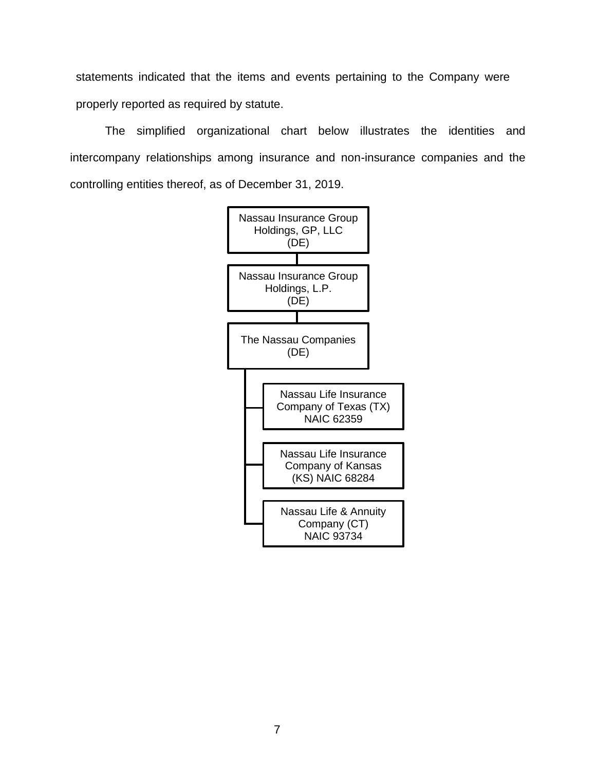statements indicated that the items and events pertaining to the Company were properly reported as required by statute.

The simplified organizational chart below illustrates the identities and intercompany relationships among insurance and non-insurance companies and the controlling entities thereof, as of December 31, 2019.

- Nassau Insurance Group Holdings, GP, LLC (DE)
  - Nassau Insurance Group Holdings, L.P. (DE)
    - The Nassau Companies (DE)
      - Nassau Life Insurance Company of Texas (TX) NAIC 62359
      - Nassau Life Insurance Company of Kansas (KS) NAIC 68284
      - Nassau Life & Annuity Company (CT) NAIC 93734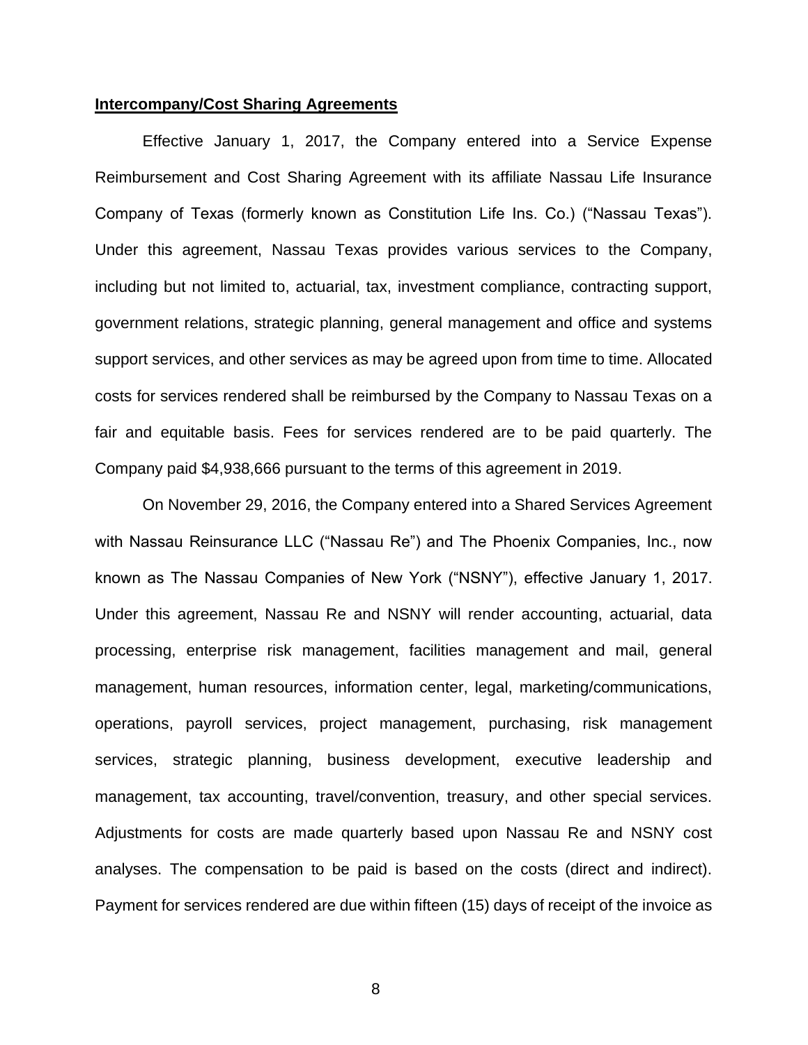**Intercompany/Cost Sharing Agreements**

Effective January 1, 2017, the Company entered into a Service Expense Reimbursement and Cost Sharing Agreement with its affiliate Nassau Life Insurance Company of Texas (formerly known as Constitution Life Ins. Co.) ("Nassau Texas"). Under this agreement, Nassau Texas provides various services to the Company, including but not limited to, actuarial, tax, investment compliance, contracting support, government relations, strategic planning, general management and office and systems support services, and other services as may be agreed upon from time to time. Allocated costs for services rendered shall be reimbursed by the Company to Nassau Texas on a fair and equitable basis. Fees for services rendered are to be paid quarterly. The Company paid $4,938,666 pursuant to the terms of this agreement in 2019.

On November 29, 2016, the Company entered into a Shared Services Agreement with Nassau Reinsurance LLC ("Nassau Re") and The Phoenix Companies, Inc., now known as The Nassau Companies of New York ("NSNY"), effective January 1, 2017. Under this agreement, Nassau Re and NSNY will render accounting, actuarial, data processing, enterprise risk management, facilities management and mail, general management, human resources, information center, legal, marketing/communications, operations, payroll services, project management, purchasing, risk management services, strategic planning, business development, executive leadership and management, tax accounting, travel/convention, treasury, and other special services. Adjustments for costs are made quarterly based upon Nassau Re and NSNY cost analyses. The compensation to be paid is based on the costs (direct and indirect). Payment for services rendered are due within fifteen (15) days of receipt of the invoice as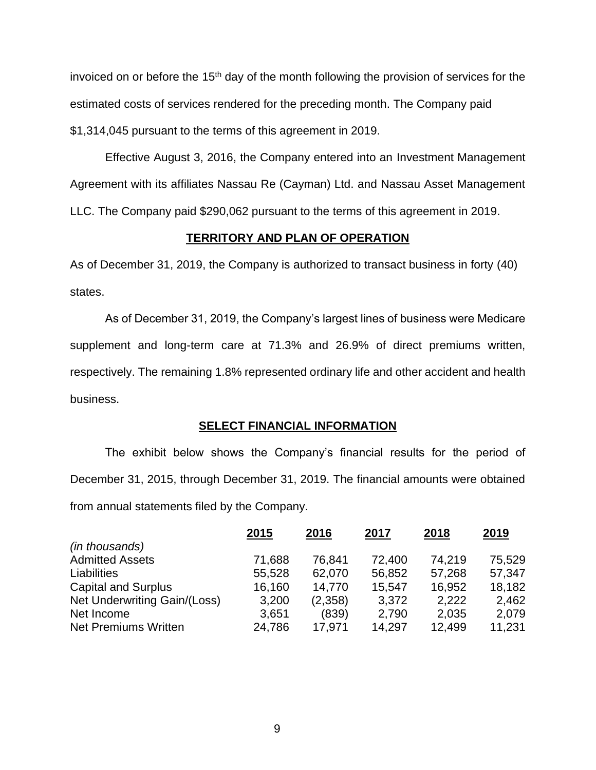invoiced on or before the 15th day of the month following the provision of services for the estimated costs of services rendered for the preceding month. The Company paid $1,314,045 pursuant to the terms of this agreement in 2019.

Effective August 3, 2016, the Company entered into an Investment Management Agreement with its affiliates Nassau Re (Cayman) Ltd. and Nassau Asset Management LLC. The Company paid $290,062 pursuant to the terms of this agreement in 2019.

## TERRITORY AND PLAN OF OPERATION

As of December 31, 2019, the Company is authorized to transact business in forty (40) states.

As of December 31, 2019, the Company's largest lines of business were Medicare supplement and long-term care at 71.3% and 26.9% of direct premiums written, respectively. The remaining 1.8% represented ordinary life and other accident and health business.

## SELECT FINANCIAL INFORMATION

The exhibit below shows the Company's financial results for the period of December 31, 2015, through December 31, 2019. The financial amounts were obtained from annual statements filed by the Company.

| *(in thousands)* | 2015 | 2016 | 2017 | 2018 | 2019 |
|---|---|---|---|---|---|
| Admitted Assets | 71,688 | 76,841 | 72,400 | 74,219 | 75,529 |
| Liabilities | 55,528 | 62,070 | 56,852 | 57,268 | 57,347 |
| Capital and Surplus | 16,160 | 14,770 | 15,547 | 16,952 | 18,182 |
| Net Underwriting Gain/(Loss) | 3,200 | (2,358) | 3,372 | 2,222 | 2,462 |
| Net Income | 3,651 | (839) | 2,790 | 2,035 | 2,079 |
| Net Premiums Written | 24,786 | 17,971 | 14,297 | 12,499 | 11,231 |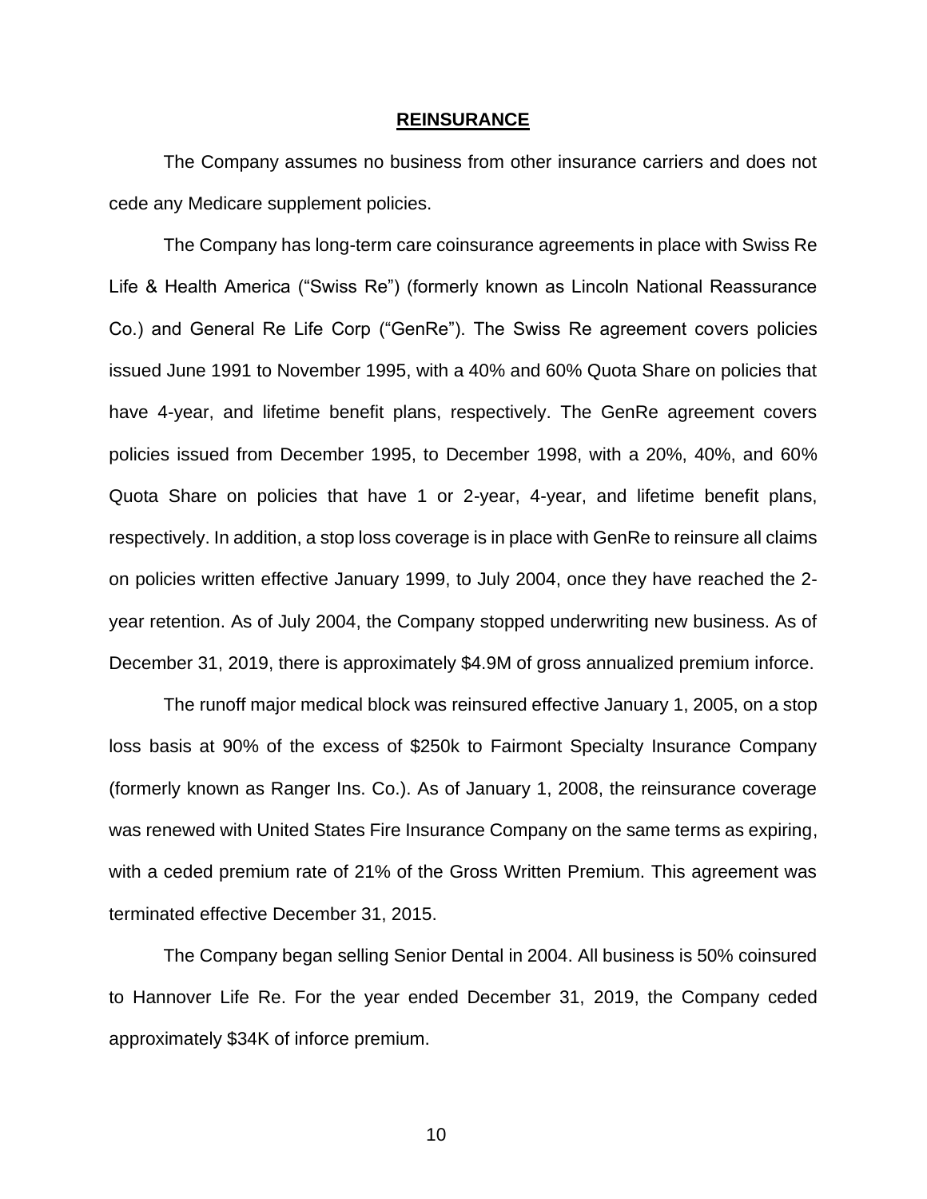## REINSURANCE

The Company assumes no business from other insurance carriers and does not cede any Medicare supplement policies.

The Company has long-term care coinsurance agreements in place with Swiss Re Life & Health America ("Swiss Re") (formerly known as Lincoln National Reassurance Co.) and General Re Life Corp ("GenRe"). The Swiss Re agreement covers policies issued June 1991 to November 1995, with a 40% and 60% Quota Share on policies that have 4-year, and lifetime benefit plans, respectively. The GenRe agreement covers policies issued from December 1995, to December 1998, with a 20%, 40%, and 60% Quota Share on policies that have 1 or 2-year, 4-year, and lifetime benefit plans, respectively. In addition, a stop loss coverage is in place with GenRe to reinsure all claims on policies written effective January 1999, to July 2004, once they have reached the 2-year retention. As of July 2004, the Company stopped underwriting new business. As of December 31, 2019, there is approximately $4.9M of gross annualized premium inforce.

The runoff major medical block was reinsured effective January 1, 2005, on a stop loss basis at 90% of the excess of $250k to Fairmont Specialty Insurance Company (formerly known as Ranger Ins. Co.). As of January 1, 2008, the reinsurance coverage was renewed with United States Fire Insurance Company on the same terms as expiring, with a ceded premium rate of 21% of the Gross Written Premium. This agreement was terminated effective December 31, 2015.

The Company began selling Senior Dental in 2004. All business is 50% coinsured to Hannover Life Re. For the year ended December 31, 2019, the Company ceded approximately $34K of inforce premium.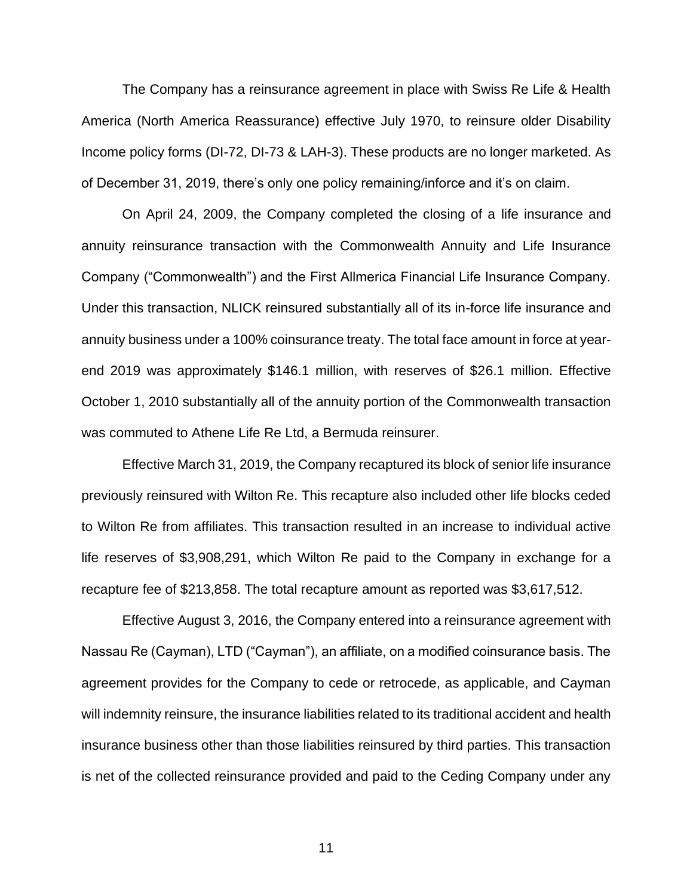The Company has a reinsurance agreement in place with Swiss Re Life & Health America (North America Reassurance) effective July 1970, to reinsure older Disability Income policy forms (DI-72, DI-73 & LAH-3). These products are no longer marketed. As of December 31, 2019, there's only one policy remaining/inforce and it's on claim.

On April 24, 2009, the Company completed the closing of a life insurance and annuity reinsurance transaction with the Commonwealth Annuity and Life Insurance Company ("Commonwealth") and the First Allmerica Financial Life Insurance Company. Under this transaction, NLICK reinsured substantially all of its in-force life insurance and annuity business under a 100% coinsurance treaty. The total face amount in force at year-end 2019 was approximately \$146.1 million, with reserves of \$26.1 million. Effective October 1, 2010 substantially all of the annuity portion of the Commonwealth transaction was commuted to Athene Life Re Ltd, a Bermuda reinsurer.

Effective March 31, 2019, the Company recaptured its block of senior life insurance previously reinsured with Wilton Re. This recapture also included other life blocks ceded to Wilton Re from affiliates. This transaction resulted in an increase to individual active life reserves of \$3,908,291, which Wilton Re paid to the Company in exchange for a recapture fee of \$213,858. The total recapture amount as reported was \$3,617,512.

Effective August 3, 2016, the Company entered into a reinsurance agreement with Nassau Re (Cayman), LTD ("Cayman"), an affiliate, on a modified coinsurance basis. The agreement provides for the Company to cede or retrocede, as applicable, and Cayman will indemnity reinsure, the insurance liabilities related to its traditional accident and health insurance business other than those liabilities reinsured by third parties. This transaction is net of the collected reinsurance provided and paid to the Ceding Company under any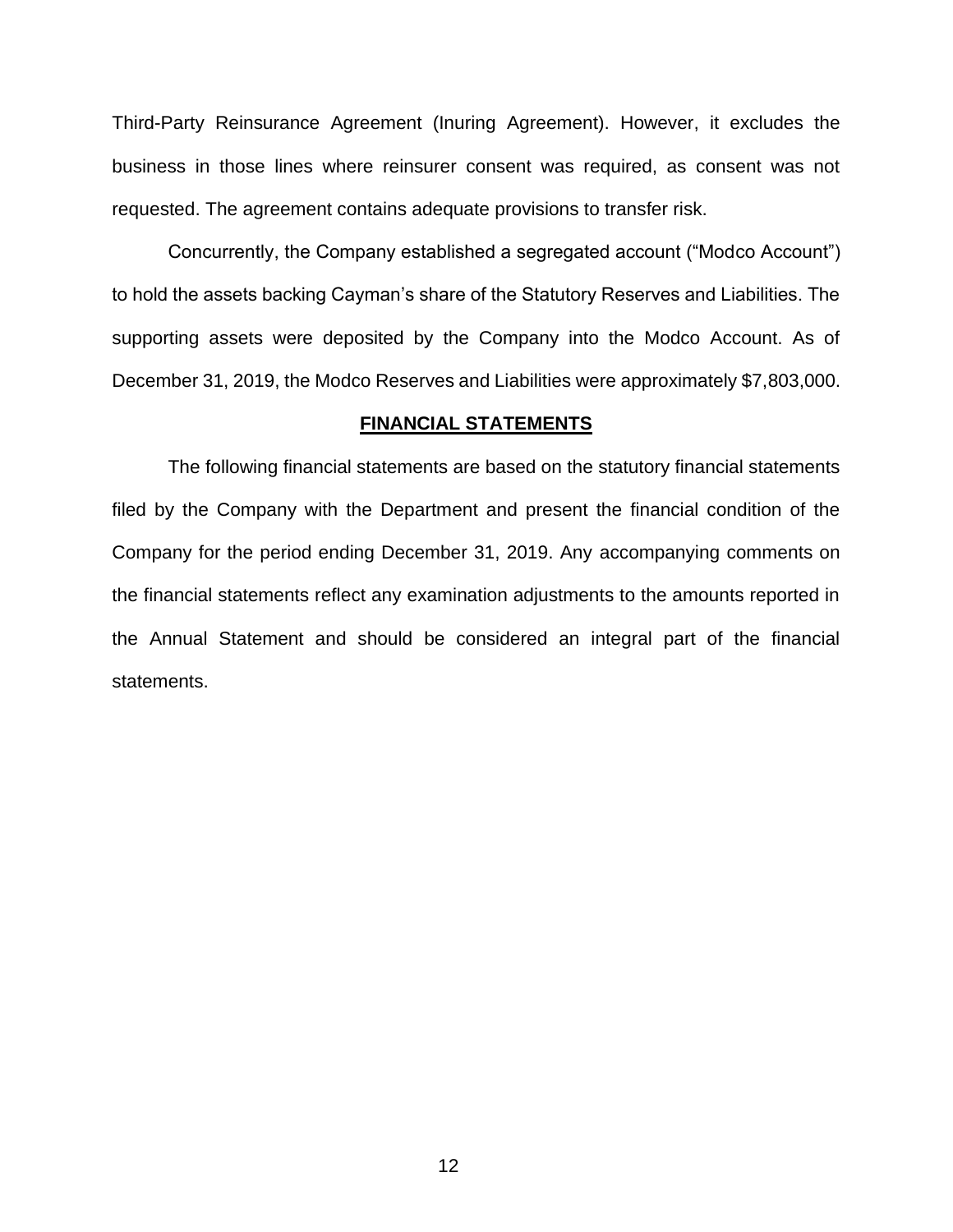Third-Party Reinsurance Agreement (Inuring Agreement). However, it excludes the business in those lines where reinsurer consent was required, as consent was not requested. The agreement contains adequate provisions to transfer risk.

Concurrently, the Company established a segregated account ("Modco Account") to hold the assets backing Cayman's share of the Statutory Reserves and Liabilities. The supporting assets were deposited by the Company into the Modco Account. As of December 31, 2019, the Modco Reserves and Liabilities were approximately $7,803,000.

## FINANCIAL STATEMENTS

The following financial statements are based on the statutory financial statements filed by the Company with the Department and present the financial condition of the Company for the period ending December 31, 2019. Any accompanying comments on the financial statements reflect any examination adjustments to the amounts reported in the Annual Statement and should be considered an integral part of the financial statements.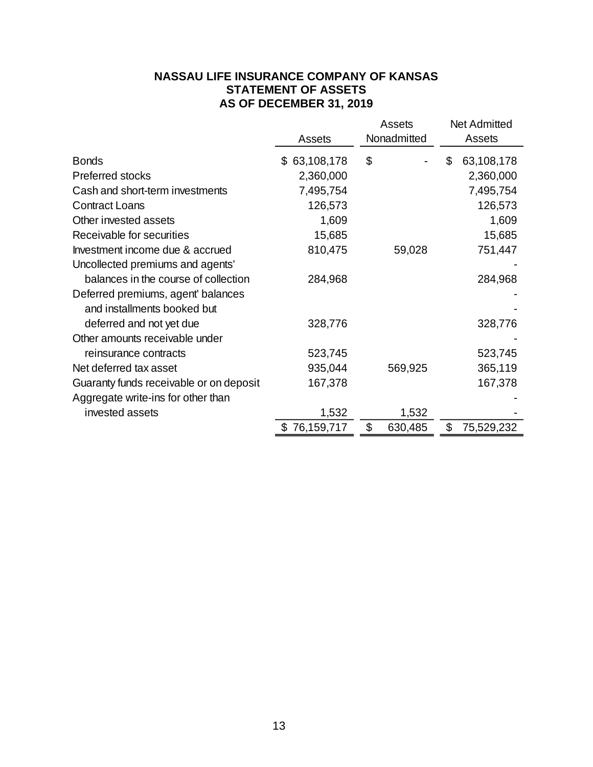**NASSAU LIFE INSURANCE COMPANY OF KANSAS**
**STATEMENT OF ASSETS**
**AS OF DECEMBER 31, 2019**

| | Assets | Assets Nonadmitted | Net Admitted Assets |
|---|---|---|---|
| Bonds | $ 63,108,178 | $ - | $ 63,108,178 |
| Preferred stocks | 2,360,000 | | 2,360,000 |
| Cash and short-term investments | 7,495,754 | | 7,495,754 |
| Contract Loans | 126,573 | | 126,573 |
| Other invested assets | 1,609 | | 1,609 |
| Receivable for securities | 15,685 | | 15,685 |
| Investment income due & accrued | 810,475 | 59,028 | 751,447 |
| Uncollected premiums and agents' | | | - |
| balances in the course of collection | 284,968 | | 284,968 |
| Deferred premiums, agent' balances | | | - |
| and installments booked but | | | - |
| deferred and not yet due | 328,776 | | 328,776 |
| Other amounts receivable under | | | - |
| reinsurance contracts | 523,745 | | 523,745 |
| Net deferred tax asset | 935,044 | 569,925 | 365,119 |
| Guaranty funds receivable or on deposit | 167,378 | | 167,378 |
| Aggregate write-ins for other than | | | - |
| invested assets | 1,532 | 1,532 | - |
| | $ 76,159,717 | $ 630,485 | $ 75,529,232 |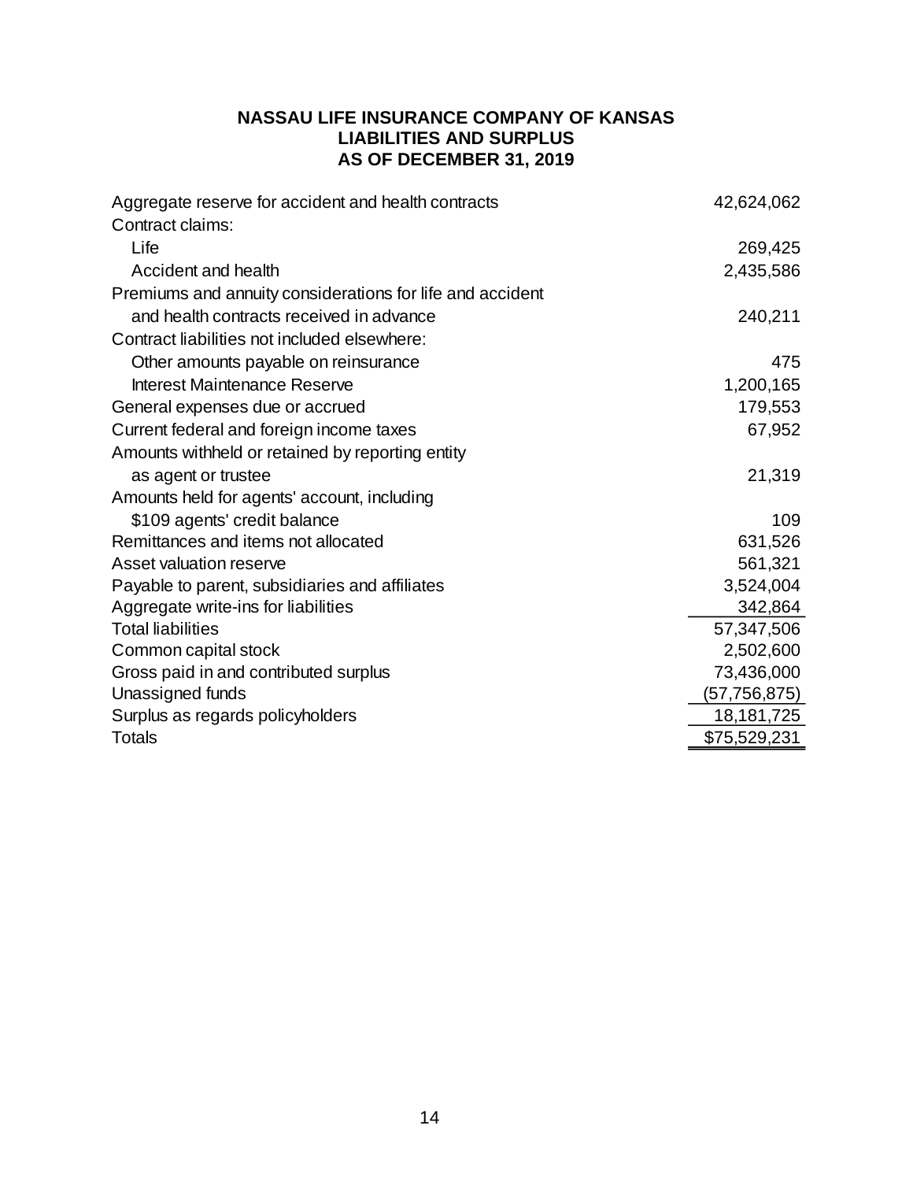## NASSAU LIFE INSURANCE COMPANY OF KANSAS
## LIABILITIES AND SURPLUS
## AS OF DECEMBER 31, 2019

| | |
|---|---:|
| Aggregate reserve for accident and health contracts | 42,624,062 |
| Contract claims: | |
| Life | 269,425 |
| Accident and health | 2,435,586 |
| Premiums and annuity considerations for life and accident and health contracts received in advance | 240,211 |
| Contract liabilities not included elsewhere: | |
| Other amounts payable on reinsurance | 475 |
| Interest Maintenance Reserve | 1,200,165 |
| General expenses due or accrued | 179,553 |
| Current federal and foreign income taxes | 67,952 |
| Amounts withheld or retained by reporting entity as agent or trustee | 21,319 |
| Amounts held for agents' account, including $109 agents' credit balance | 109 |
| Remittances and items not allocated | 631,526 |
| Asset valuation reserve | 561,321 |
| Payable to parent, subsidiaries and affiliates | 3,524,004 |
| Aggregate write-ins for liabilities | 342,864 |
| Total liabilities | 57,347,506 |
| Common capital stock | 2,502,600 |
| Gross paid in and contributed surplus | 73,436,000 |
| Unassigned funds | (57,756,875) |
| Surplus as regards policyholders | 18,181,725 |
| Totals | $75,529,231 |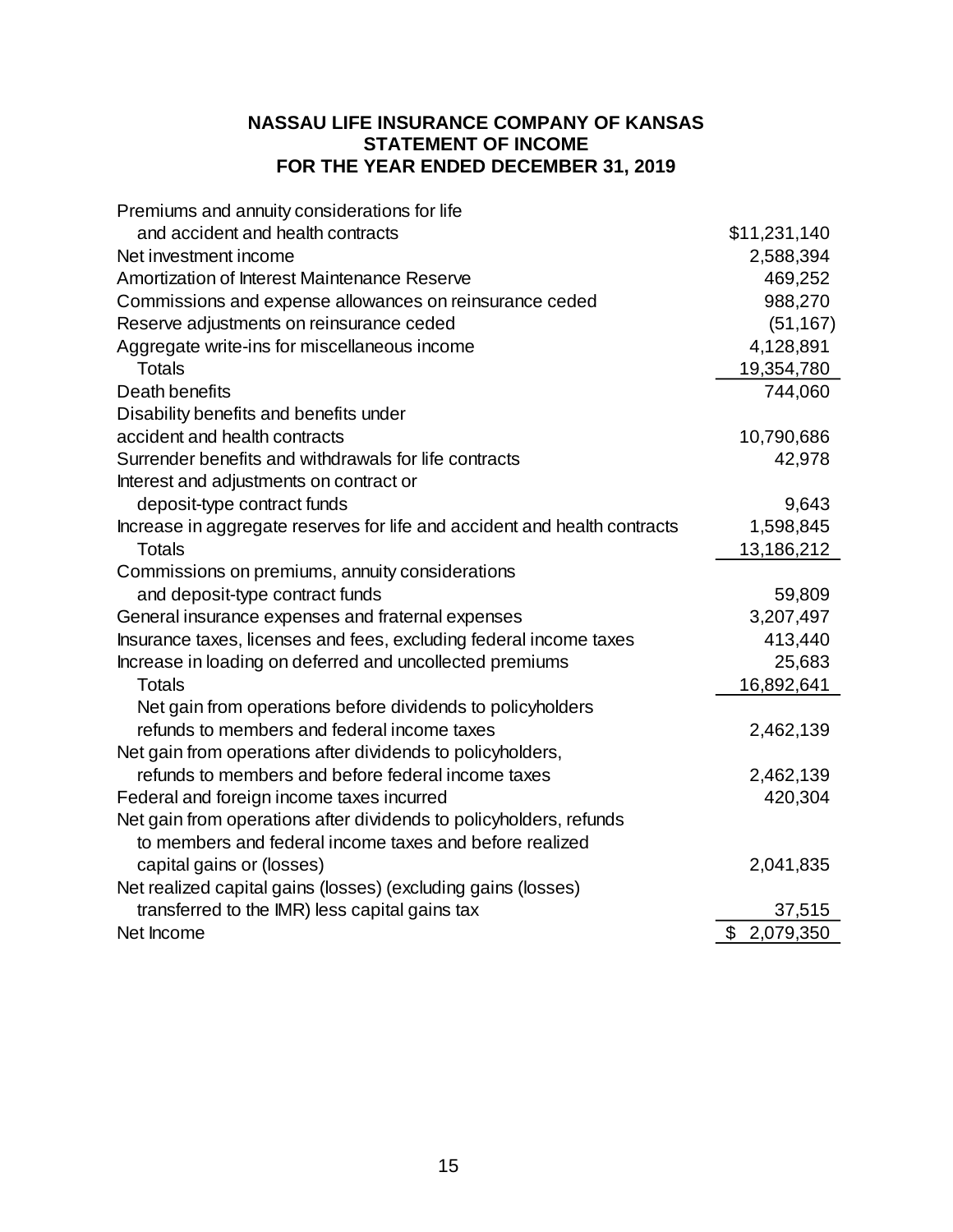**NASSAU LIFE INSURANCE COMPANY OF KANSAS**
**STATEMENT OF INCOME**
**FOR THE YEAR ENDED DECEMBER 31, 2019**

| | |
|---|---:|
| Premiums and annuity considerations for life and accident and health contracts | $11,231,140 |
| Net investment income | 2,588,394 |
| Amortization of Interest Maintenance Reserve | 469,252 |
| Commissions and expense allowances on reinsurance ceded | 988,270 |
| Reserve adjustments on reinsurance ceded | (51,167) |
| Aggregate write-ins for miscellaneous income | 4,128,891 |
| Totals | 19,354,780 |
| Death benefits | 744,060 |
| Disability benefits and benefits under accident and health contracts | 10,790,686 |
| Surrender benefits and withdrawals for life contracts | 42,978 |
| Interest and adjustments on contract or deposit-type contract funds | 9,643 |
| Increase in aggregate reserves for life and accident and health contracts | 1,598,845 |
| Totals | 13,186,212 |
| Commissions on premiums, annuity considerations and deposit-type contract funds | 59,809 |
| General insurance expenses and fraternal expenses | 3,207,497 |
| Insurance taxes, licenses and fees, excluding federal income taxes | 413,440 |
| Increase in loading on deferred and uncollected premiums | 25,683 |
| Totals | 16,892,641 |
| Net gain from operations before dividends to policyholders refunds to members and federal income taxes | 2,462,139 |
| Net gain from operations after dividends to policyholders, refunds to members and before federal income taxes | 2,462,139 |
| Federal and foreign income taxes incurred | 420,304 |
| Net gain from operations after dividends to policyholders, refunds to members and federal income taxes and before realized capital gains or (losses) | 2,041,835 |
| Net realized capital gains (losses) (excluding gains (losses) transferred to the IMR) less capital gains tax | 37,515 |
| Net Income | $ 2,079,350 |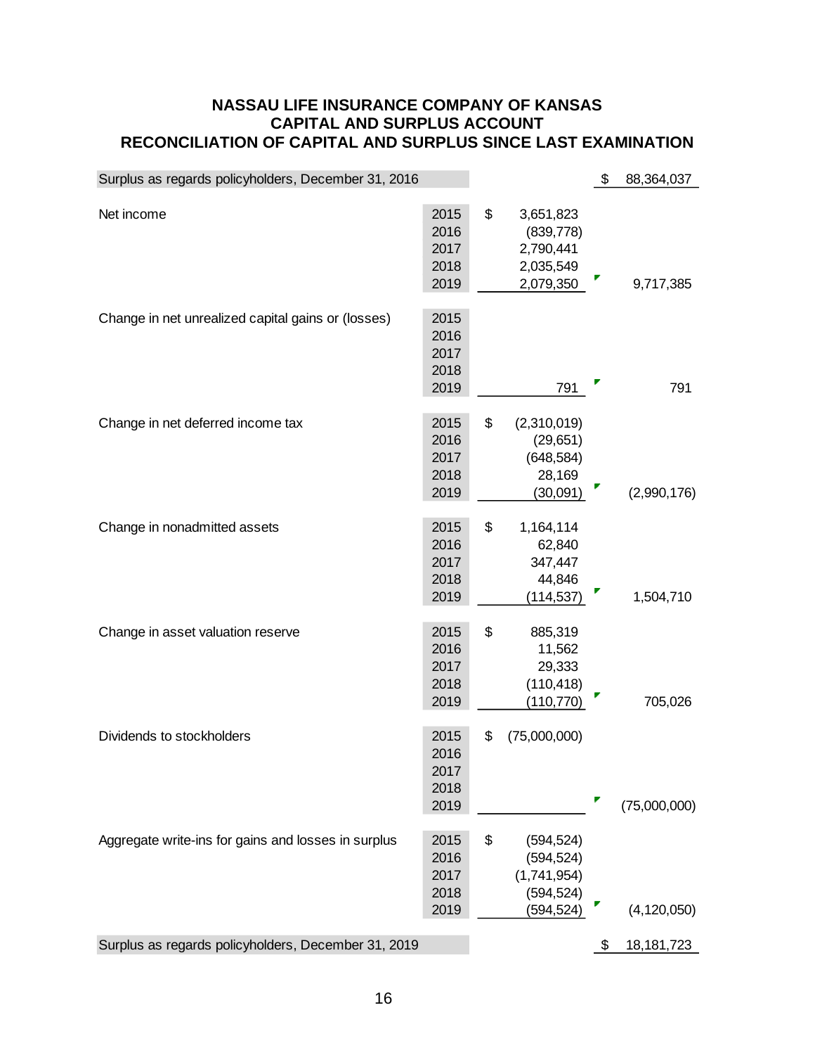# NASSAU LIFE INSURANCE COMPANY OF KANSAS
## CAPITAL AND SURPLUS ACCOUNT
## RECONCILIATION OF CAPITAL AND SURPLUS SINCE LAST EXAMINATION

| | Year | Amount | Total |
|---|---|---|---|
| Surplus as regards policyholders, December 31, 2016 | | | $ 88,364,037 |
| Net income | 2015 | $ 3,651,823 | |
| | 2016 | (839,778) | |
| | 2017 | 2,790,441 | |
| | 2018 | 2,035,549 | |
| | 2019 | 2,079,350 | 9,717,385 |
| Change in net unrealized capital gains or (losses) | 2015 | | |
| | 2016 | | |
| | 2017 | | |
| | 2018 | | |
| | 2019 | 791 | 791 |
| Change in net deferred income tax | 2015 | $ (2,310,019) | |
| | 2016 | (29,651) | |
| | 2017 | (648,584) | |
| | 2018 | 28,169 | |
| | 2019 | (30,091) | (2,990,176) |
| Change in nonadmitted assets | 2015 | $ 1,164,114 | |
| | 2016 | 62,840 | |
| | 2017 | 347,447 | |
| | 2018 | 44,846 | |
| | 2019 | (114,537) | 1,504,710 |
| Change in asset valuation reserve | 2015 | $ 885,319 | |
| | 2016 | 11,562 | |
| | 2017 | 29,333 | |
| | 2018 | (110,418) | |
| | 2019 | (110,770) | 705,026 |
| Dividends to stockholders | 2015 | $ (75,000,000) | |
| | 2016 | | |
| | 2017 | | |
| | 2018 | | |
| | 2019 | | (75,000,000) |
| Aggregate write-ins for gains and losses in surplus | 2015 | $ (594,524) | |
| | 2016 | (594,524) | |
| | 2017 | (1,741,954) | |
| | 2018 | (594,524) | |
| | 2019 | (594,524) | (4,120,050) |
| Surplus as regards policyholders, December 31, 2019 | | | $ 18,181,723 |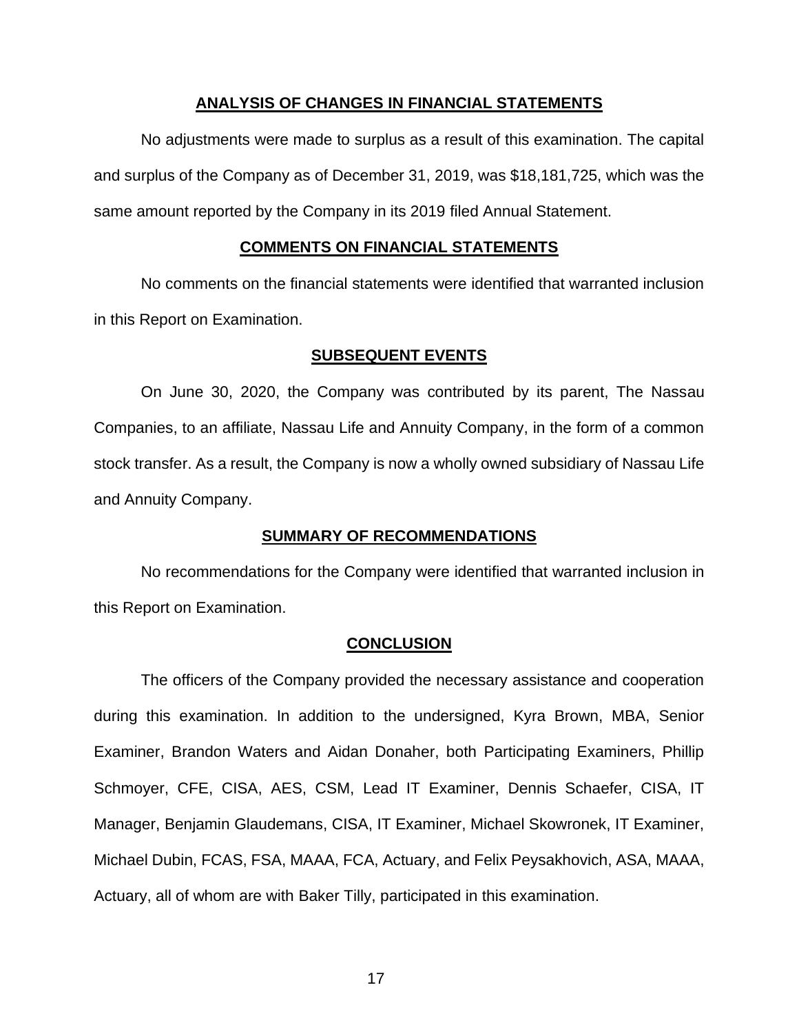## ANALYSIS OF CHANGES IN FINANCIAL STATEMENTS

No adjustments were made to surplus as a result of this examination. The capital and surplus of the Company as of December 31, 2019, was $18,181,725, which was the same amount reported by the Company in its 2019 filed Annual Statement.

## COMMENTS ON FINANCIAL STATEMENTS

No comments on the financial statements were identified that warranted inclusion in this Report on Examination.

## SUBSEQUENT EVENTS

On June 30, 2020, the Company was contributed by its parent, The Nassau Companies, to an affiliate, Nassau Life and Annuity Company, in the form of a common stock transfer. As a result, the Company is now a wholly owned subsidiary of Nassau Life and Annuity Company.

## SUMMARY OF RECOMMENDATIONS

No recommendations for the Company were identified that warranted inclusion in this Report on Examination.

## CONCLUSION

The officers of the Company provided the necessary assistance and cooperation during this examination. In addition to the undersigned, Kyra Brown, MBA, Senior Examiner, Brandon Waters and Aidan Donaher, both Participating Examiners, Phillip Schmoyer, CFE, CISA, AES, CSM, Lead IT Examiner, Dennis Schaefer, CISA, IT Manager, Benjamin Glaudemans, CISA, IT Examiner, Michael Skowronek, IT Examiner, Michael Dubin, FCAS, FSA, MAAA, FCA, Actuary, and Felix Peysakhovich, ASA, MAAA, Actuary, all of whom are with Baker Tilly, participated in this examination.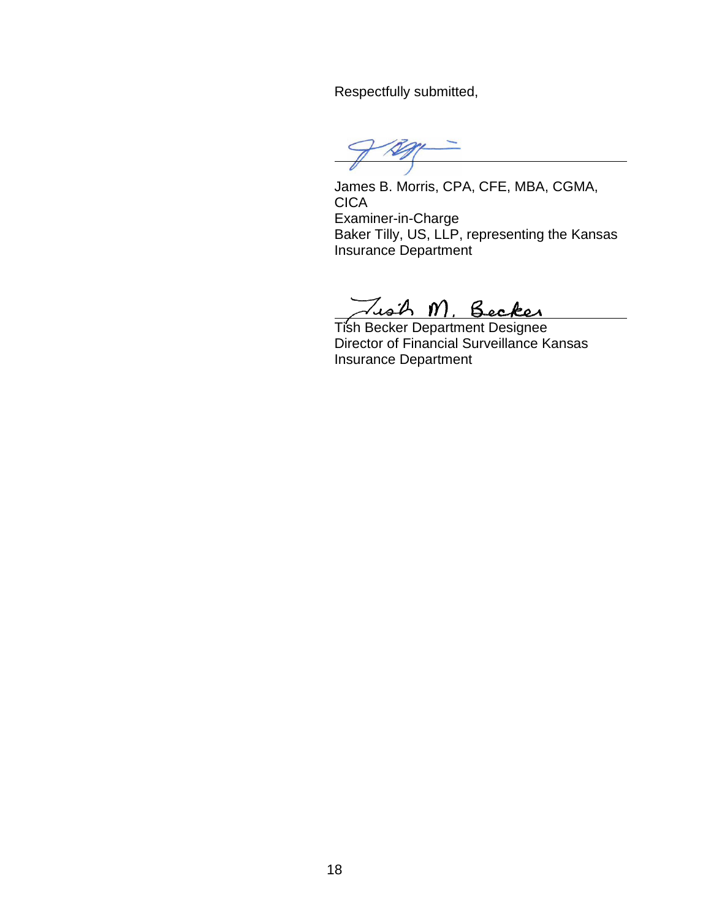Respectfully submitted,

James B. Morris, CPA, CFE, MBA, CGMA, CICA
Examiner-in-Charge
Baker Tilly, US, LLP, representing the Kansas Insurance Department

Tish Becker Department Designee
Director of Financial Surveillance Kansas Insurance Department